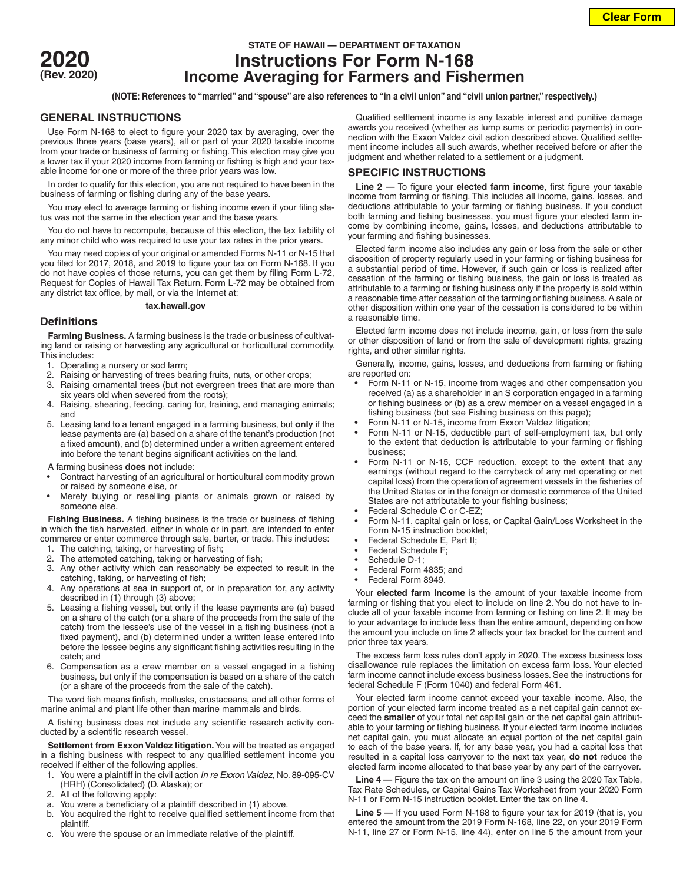# 2020 (Rev. 2020)

**STATE OF HAWAII — DEPARTMENT OF TAXATION**

# Instructions For Form N-168
## Income Averaging for Farmers and Fishermen

**(NOTE: References to "married" and "spouse" are also references to "in a civil union" and "civil union partner," respectively.)**

## GENERAL INSTRUCTIONS

Use Form N-168 to elect to figure your 2020 tax by averaging, over the previous three years (base years), all or part of your 2020 taxable income from your trade or business of farming or fishing. This election may give you a lower tax if your 2020 income from farming or fishing is high and your taxable income for one or more of the three prior years was low.

In order to qualify for this election, you are not required to have been in the business of farming or fishing during any of the base years.

You may elect to average farming or fishing income even if your filing status was not the same in the election year and the base years.

You do not have to recompute, because of this election, the tax liability of any minor child who was required to use your tax rates in the prior years.

You may need copies of your original or amended Forms N-11 or N-15 that you filed for 2017, 2018, and 2019 to figure your tax on Form N-168. If you do not have copies of those returns, you can get them by filing Form L-72, Request for Copies of Hawaii Tax Return. Form L-72 may be obtained from any district tax office, by mail, or via the Internet at:

**tax.hawaii.gov**

### Definitions

**Farming Business.** A farming business is the trade or business of cultivating land or raising or harvesting any agricultural or horticultural commodity. This includes:

1. Operating a nursery or sod farm;
2. Raising or harvesting of trees bearing fruits, nuts, or other crops;
3. Raising ornamental trees (but not evergreen trees that are more than six years old when severed from the roots);
4. Raising, shearing, feeding, caring for, training, and managing animals; and
5. Leasing land to a tenant engaged in a farming business, but **only** if the lease payments are (a) based on a share of the tenant's production (not a fixed amount), and (b) determined under a written agreement entered into before the tenant begins significant activities on the land.

A farming business **does not** include:

- Contract harvesting of an agricultural or horticultural commodity grown or raised by someone else, or
- Merely buying or reselling plants or animals grown or raised by someone else.

**Fishing Business.** A fishing business is the trade or business of fishing in which the fish harvested, either in whole or in part, are intended to enter commerce or enter commerce through sale, barter, or trade. This includes:

1. The catching, taking, or harvesting of fish;
2. The attempted catching, taking or harvesting of fish;
3. Any other activity which can reasonably be expected to result in the catching, taking, or harvesting of fish;
4. Any operations at sea in support of, or in preparation for, any activity described in (1) through (3) above;
5. Leasing a fishing vessel, but only if the lease payments are (a) based on a share of the catch (or a share of the proceeds from the sale of the catch) from the lessee's use of the vessel in a fishing business (not a fixed payment), and (b) determined under a written lease entered into before the lessee begins any significant fishing activities resulting in the catch; and
6. Compensation as a crew member on a vessel engaged in a fishing business, but only if the compensation is based on a share of the catch (or a share of the proceeds from the sale of the catch).

The word fish means finfish, mollusks, crustaceans, and all other forms of marine animal and plant life other than marine mammals and birds.

A fishing business does not include any scientific research activity conducted by a scientific research vessel.

**Settlement from Exxon Valdez litigation.** You will be treated as engaged in a fishing business with respect to any qualified settlement income you received if either of the following applies.

1. You were a plaintiff in the civil action *In re Exxon Valdez*, No. 89-095-CV (HRH) (Consolidated) (D. Alaska); or
2. All of the following apply:
   a. You were a beneficiary of a plaintiff described in (1) above.
   b. You acquired the right to receive qualified settlement income from that plaintiff.
   c. You were the spouse or an immediate relative of the plaintiff.

Qualified settlement income is any taxable interest and punitive damage awards you received (whether as lump sums or periodic payments) in connection with the Exxon Valdez civil action described above. Qualified settlement income includes all such awards, whether received before or after the judgment and whether related to a settlement or a judgment.

## SPECIFIC INSTRUCTIONS

**Line 2 —** To figure your **elected farm income**, first figure your taxable income from farming or fishing. This includes all income, gains, losses, and deductions attributable to your farming or fishing business. If you conduct both farming and fishing businesses, you must figure your elected farm income by combining income, gains, losses, and deductions attributable to your farming and fishing businesses.

Elected farm income also includes any gain or loss from the sale or other disposition of property regularly used in your farming or fishing business for a substantial period of time. However, if such gain or loss is realized after cessation of the farming or fishing business, the gain or loss is treated as attributable to a farming or fishing business only if the property is sold within a reasonable time after cessation of the farming or fishing business. A sale or other disposition within one year of the cessation is considered to be within a reasonable time.

Elected farm income does not include income, gain, or loss from the sale or other disposition of land or from the sale of development rights, grazing rights, and other similar rights.

Generally, income, gains, losses, and deductions from farming or fishing are reported on:

- Form N-11 or N-15, income from wages and other compensation you received (a) as a shareholder in an S corporation engaged in a farming or fishing business or (b) as a crew member on a vessel engaged in a fishing business (but see Fishing business on this page);
- Form N-11 or N-15, income from Exxon Valdez litigation;
- Form N-11 or N-15, deductible part of self-employment tax, but only to the extent that deduction is attributable to your farming or fishing business;
- Form N-11 or N-15, CCF reduction, except to the extent that any earnings (without regard to the carryback of any net operating or net capital loss) from the operation of agreement vessels in the fisheries of the United States or in the foreign or domestic commerce of the United States are not attributable to your fishing business;
- Federal Schedule C or C-EZ;
- Form N-11, capital gain or loss, or Capital Gain/Loss Worksheet in the Form N-15 instruction booklet;
- Federal Schedule E, Part II;
- Federal Schedule F;
- Schedule D-1;
- Federal Form 4835; and
- Federal Form 8949.

Your **elected farm income** is the amount of your taxable income from farming or fishing that you elect to include on line 2. You do not have to include all of your taxable income from farming or fishing on line 2. It may be to your advantage to include less than the entire amount, depending on how the amount you include on line 2 affects your tax bracket for the current and prior three tax years.

The excess farm loss rules don't apply in 2020. The excess business loss disallowance rule replaces the limitation on excess farm loss. Your elected farm income cannot include excess business losses. See the instructions for federal Schedule F (Form 1040) and federal Form 461.

Your elected farm income cannot exceed your taxable income. Also, the portion of your elected farm income treated as a net capital gain cannot exceed the **smaller** of your total net capital gain or the net capital gain attributable to your farming or fishing business. If your elected farm income includes net capital gain, you must allocate an equal portion of the net capital gain to each of the base years. If, for any base year, you had a capital loss that resulted in a capital loss carryover to the next tax year, **do not** reduce the elected farm income allocated to that base year by any part of the carryover.

**Line 4 —** Figure the tax on the amount on line 3 using the 2020 Tax Table, Tax Rate Schedules, or Capital Gains Tax Worksheet from your 2020 Form N-11 or Form N-15 instruction booklet. Enter the tax on line 4.

**Line 5 —** If you used Form N-168 to figure your tax for 2019 (that is, you entered the amount from the 2019 Form N-168, line 22, on your 2019 Form N-11, line 27 or Form N-15, line 44), enter on line 5 the amount from your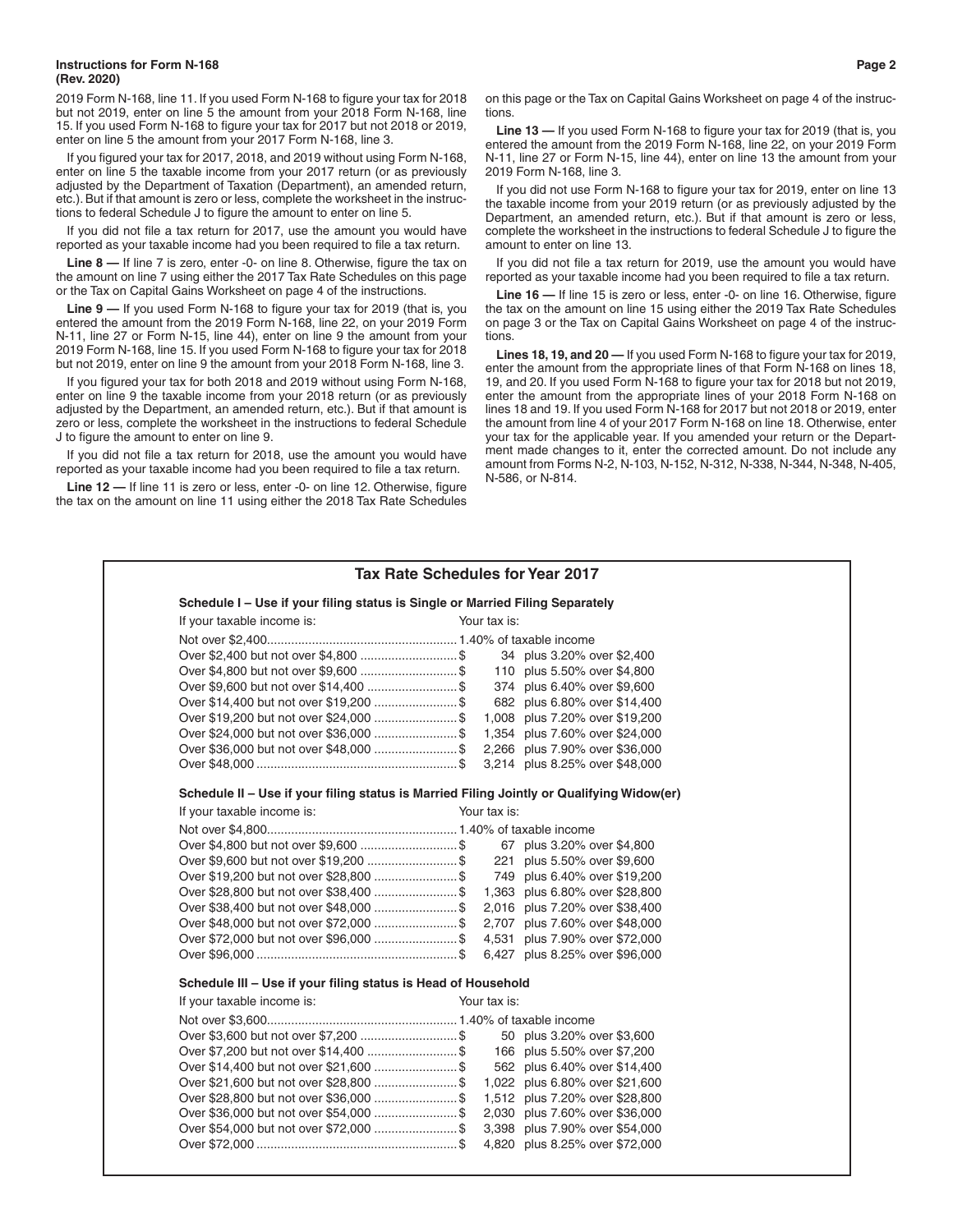2019 Form N-168, line 11. If you used Form N-168 to figure your tax for 2018 but not 2019, enter on line 5 the amount from your 2018 Form N-168, line 15. If you used Form N-168 to figure your tax for 2017 but not 2018 or 2019, enter on line 5 the amount from your 2017 Form N-168, line 3.

If you figured your tax for 2017, 2018, and 2019 without using Form N-168, enter on line 5 the taxable income from your 2017 return (or as previously adjusted by the Department of Taxation (Department), an amended return, etc.). But if that amount is zero or less, complete the worksheet in the instructions to federal Schedule J to figure the amount to enter on line 5.

If you did not file a tax return for 2017, use the amount you would have reported as your taxable income had you been required to file a tax return.

**Line 8 —** If line 7 is zero, enter -0- on line 8. Otherwise, figure the tax on the amount on line 7 using either the 2017 Tax Rate Schedules on this page or the Tax on Capital Gains Worksheet on page 4 of the instructions.

**Line 9 —** If you used Form N-168 to figure your tax for 2019 (that is, you entered the amount from the 2019 Form N-168, line 22, on your 2019 Form N-11, line 27 or Form N-15, line 44), enter on line 9 the amount from your 2019 Form N-168, line 15. If you used Form N-168 to figure your tax for 2018 but not 2019, enter on line 9 the amount from your 2018 Form N-168, line 3.

If you figured your tax for both 2018 and 2019 without using Form N-168, enter on line 9 the taxable income from your 2018 return (or as previously adjusted by the Department, an amended return, etc.). But if that amount is zero or less, complete the worksheet in the instructions to federal Schedule J to figure the amount to enter on line 9.

If you did not file a tax return for 2018, use the amount you would have reported as your taxable income had you been required to file a tax return.

**Line 12 —** If line 11 is zero or less, enter -0- on line 12. Otherwise, figure the tax on the amount on line 11 using either the 2018 Tax Rate Schedules on this page or the Tax on Capital Gains Worksheet on page 4 of the instructions.

**Line 13 —** If you used Form N-168 to figure your tax for 2019 (that is, you entered the amount from the 2019 Form N-168, line 22, on your 2019 Form N-11, line 27 or Form N-15, line 44), enter on line 13 the amount from your 2019 Form N-168, line 3.

If you did not use Form N-168 to figure your tax for 2019, enter on line 13 the taxable income from your 2019 return (or as previously adjusted by the Department, an amended return, etc.). But if that amount is zero or less, complete the worksheet in the instructions to federal Schedule J to figure the amount to enter on line 13.

If you did not file a tax return for 2019, use the amount you would have reported as your taxable income had you been required to file a tax return.

**Line 16 —** If line 15 is zero or less, enter -0- on line 16. Otherwise, figure the tax on the amount on line 15 using either the 2019 Tax Rate Schedules on page 3 or the Tax on Capital Gains Worksheet on page 4 of the instructions.

**Lines 18, 19, and 20 —** If you used Form N-168 to figure your tax for 2019, enter the amount from the appropriate lines of that Form N-168 on lines 18, 19, and 20. If you used Form N-168 to figure your tax for 2018 but not 2019, enter the amount from the appropriate lines of your 2018 Form N-168 on lines 18 and 19. If you used Form N-168 for 2017 but not 2018 or 2019, enter the amount from line 4 of your 2017 Form N-168 on line 18. Otherwise, enter your tax for the applicable year. If you amended your return or the Department made changes to it, enter the corrected amount. Do not include any amount from Forms N-2, N-103, N-152, N-312, N-338, N-344, N-348, N-405, N-586, or N-814.

## Tax Rate Schedules for Year 2017

### Schedule I – Use if your filing status is Single or Married Filing Separately

| If your taxable income is: | Your tax is: |
|---|---|
| Not over $2,400 | 1.40% of taxable income |
| Over $2,400 but not over $4,800 | $ 34 plus 3.20% over $2,400 |
| Over $4,800 but not over $9,600 | $ 110 plus 5.50% over $4,800 |
| Over $9,600 but not over $14,400 | $ 374 plus 6.40% over $9,600 |
| Over $14,400 but not over $19,200 | $ 682 plus 6.80% over $14,400 |
| Over $19,200 but not over $24,000 | $ 1,008 plus 7.20% over $19,200 |
| Over $24,000 but not over $36,000 | $ 1,354 plus 7.60% over $24,000 |
| Over $36,000 but not over $48,000 | $ 2,266 plus 7.90% over $36,000 |
| Over $48,000 | $ 3,214 plus 8.25% over $48,000 |

### Schedule II – Use if your filing status is Married Filing Jointly or Qualifying Widow(er)

| If your taxable income is: | Your tax is: |
|---|---|
| Not over $4,800 | 1.40% of taxable income |
| Over $4,800 but not over $9,600 | $ 67 plus 3.20% over $4,800 |
| Over $9,600 but not over $19,200 | $ 221 plus 5.50% over $9,600 |
| Over $19,200 but not over $28,800 | $ 749 plus 6.40% over $19,200 |
| Over $28,800 but not over $38,400 | $ 1,363 plus 6.80% over $28,800 |
| Over $38,400 but not over $48,000 | $ 2,016 plus 7.20% over $38,400 |
| Over $48,000 but not over $72,000 | $ 2,707 plus 7.60% over $48,000 |
| Over $72,000 but not over $96,000 | $ 4,531 plus 7.90% over $72,000 |
| Over $96,000 | $ 6,427 plus 8.25% over $96,000 |

### Schedule III – Use if your filing status is Head of Household

| If your taxable income is: | Your tax is: |
|---|---|
| Not over $3,600 | 1.40% of taxable income |
| Over $3,600 but not over $7,200 | $ 50 plus 3.20% over $3,600 |
| Over $7,200 but not over $14,400 | $ 166 plus 5.50% over $7,200 |
| Over $14,400 but not over $21,600 | $ 562 plus 6.40% over $14,400 |
| Over $21,600 but not over $28,800 | $ 1,022 plus 6.80% over $21,600 |
| Over $28,800 but not over $36,000 | $ 1,512 plus 7.20% over $28,800 |
| Over $36,000 but not over $54,000 | $ 2,030 plus 7.60% over $36,000 |
| Over $54,000 but not over $72,000 | $ 3,398 plus 7.90% over $54,000 |
| Over $72,000 | $ 4,820 plus 8.25% over $72,000 |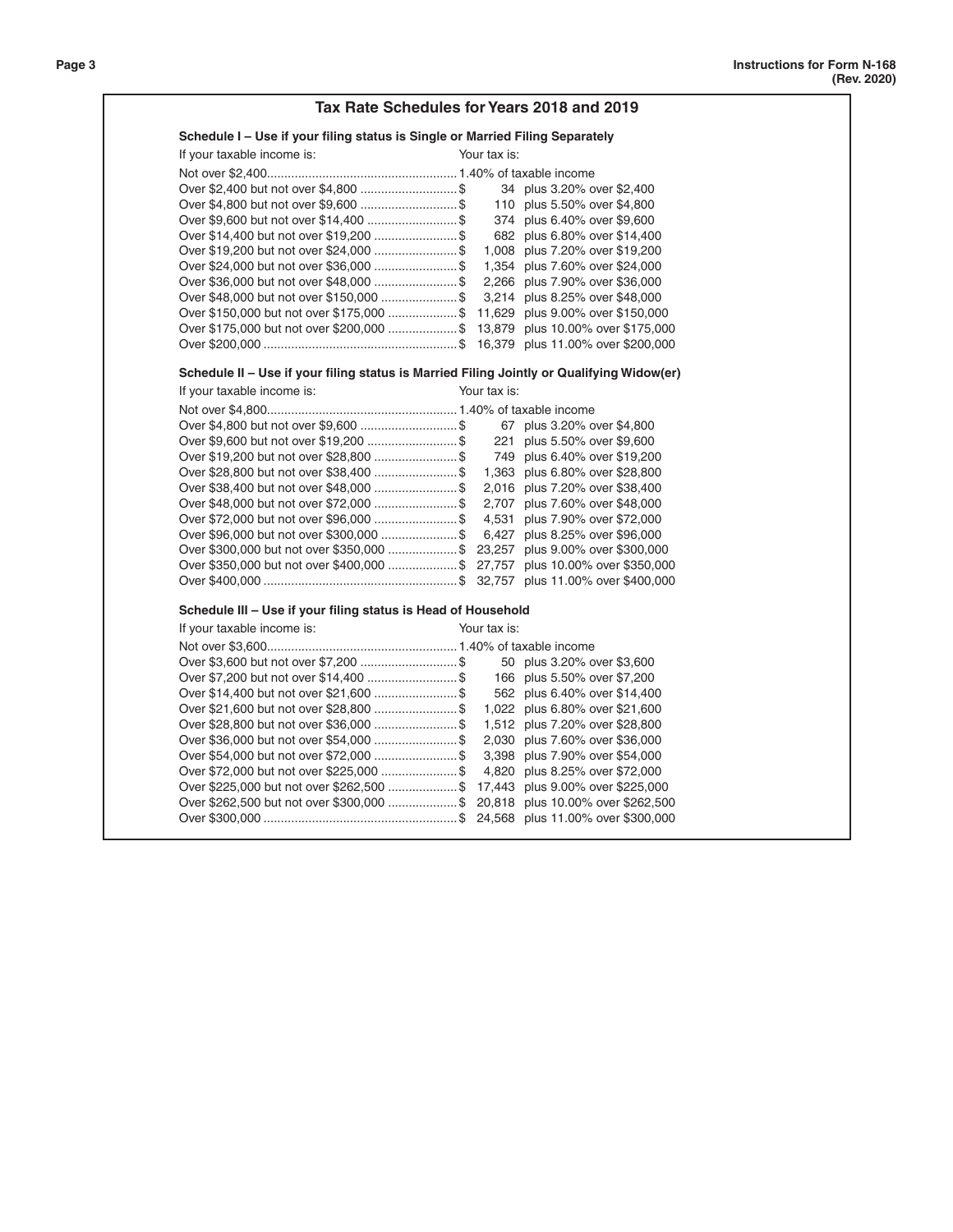## Tax Rate Schedules for Years 2018 and 2019

### Schedule I – Use if your filing status is Single or Married Filing Separately

| If your taxable income is: | Your tax is: | |
|---|---|---|
| Not over $2,400 | 1.40% of taxable income | |
| Over $2,400 but not over $4,800 | $ 34 | plus 3.20% over $2,400 |
| Over $4,800 but not over $9,600 | $ 110 | plus 5.50% over $4,800 |
| Over $9,600 but not over $14,400 | $ 374 | plus 6.40% over $9,600 |
| Over $14,400 but not over $19,200 | $ 682 | plus 6.80% over $14,400 |
| Over $19,200 but not over $24,000 | $ 1,008 | plus 7.20% over $19,200 |
| Over $24,000 but not over $36,000 | $ 1,354 | plus 7.60% over $24,000 |
| Over $36,000 but not over $48,000 | $ 2,266 | plus 7.90% over $36,000 |
| Over $48,000 but not over $150,000 | $ 3,214 | plus 8.25% over $48,000 |
| Over $150,000 but not over $175,000 | $ 11,629 | plus 9.00% over $150,000 |
| Over $175,000 but not over $200,000 | $ 13,879 | plus 10.00% over $175,000 |
| Over $200,000 | $ 16,379 | plus 11.00% over $200,000 |

### Schedule II – Use if your filing status is Married Filing Jointly or Qualifying Widow(er)

| If your taxable income is: | Your tax is: | |
|---|---|---|
| Not over $4,800 | 1.40% of taxable income | |
| Over $4,800 but not over $9,600 | $ 67 | plus 3.20% over $4,800 |
| Over $9,600 but not over $19,200 | $ 221 | plus 5.50% over $9,600 |
| Over $19,200 but not over $28,800 | $ 749 | plus 6.40% over $19,200 |
| Over $28,800 but not over $38,400 | $ 1,363 | plus 6.80% over $28,800 |
| Over $38,400 but not over $48,000 | $ 2,016 | plus 7.20% over $38,400 |
| Over $48,000 but not over $72,000 | $ 2,707 | plus 7.60% over $48,000 |
| Over $72,000 but not over $96,000 | $ 4,531 | plus 7.90% over $72,000 |
| Over $96,000 but not over $300,000 | $ 6,427 | plus 8.25% over $96,000 |
| Over $300,000 but not over $350,000 | $ 23,257 | plus 9.00% over $300,000 |
| Over $350,000 but not over $400,000 | $ 27,757 | plus 10.00% over $350,000 |
| Over $400,000 | $ 32,757 | plus 11.00% over $400,000 |

### Schedule III – Use if your filing status is Head of Household

| If your taxable income is: | Your tax is: | |
|---|---|---|
| Not over $3,600 | 1.40% of taxable income | |
| Over $3,600 but not over $7,200 | $ 50 | plus 3.20% over $3,600 |
| Over $7,200 but not over $14,400 | $ 166 | plus 5.50% over $7,200 |
| Over $14,400 but not over $21,600 | $ 562 | plus 6.40% over $14,400 |
| Over $21,600 but not over $28,800 | $ 1,022 | plus 6.80% over $21,600 |
| Over $28,800 but not over $36,000 | $ 1,512 | plus 7.20% over $28,800 |
| Over $36,000 but not over $54,000 | $ 2,030 | plus 7.60% over $36,000 |
| Over $54,000 but not over $72,000 | $ 3,398 | plus 7.90% over $54,000 |
| Over $72,000 but not over $225,000 | $ 4,820 | plus 8.25% over $72,000 |
| Over $225,000 but not over $262,500 | $ 17,443 | plus 9.00% over $225,000 |
| Over $262,500 but not over $300,000 | $ 20,818 | plus 10.00% over $262,500 |
| Over $300,000 | $ 24,568 | plus 11.00% over $300,000 |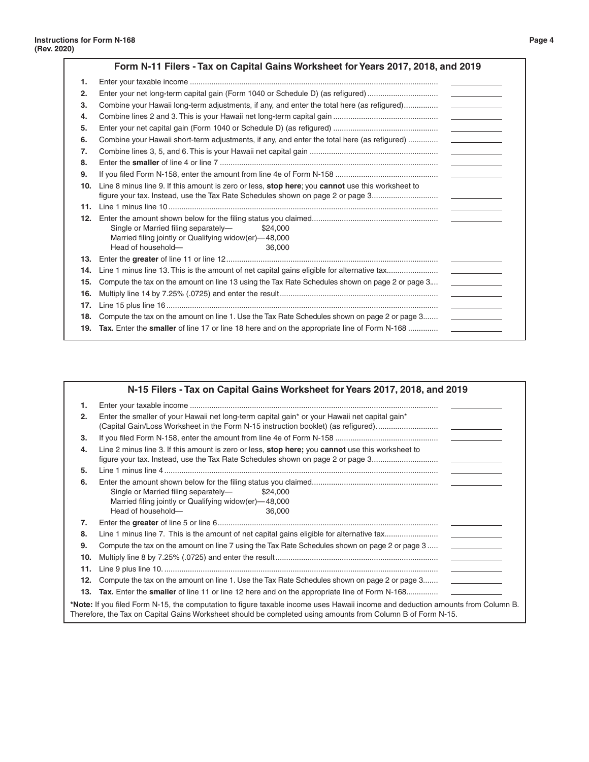### Form N-11 Filers - Tax on Capital Gains Worksheet for Years 2017, 2018, and 2019

| | | |
|---|---|---|
| 1. | Enter your taxable income | |
| 2. | Enter your net long-term capital gain (Form 1040 or Schedule D) (as refigured) | |
| 3. | Combine your Hawaii long-term adjustments, if any, and enter the total here (as refigured) | |
| 4. | Combine lines 2 and 3. This is your Hawaii net long-term capital gain | |
| 5. | Enter your net capital gain (Form 1040 or Schedule D) (as refigured) | |
| 6. | Combine your Hawaii short-term adjustments, if any, and enter the total here (as refigured) | |
| 7. | Combine lines 3, 5, and 6. This is your Hawaii net capital gain | |
| 8. | Enter the **smaller** of line 4 or line 7 | |
| 9. | If you filed Form N-158, enter the amount from line 4e of Form N-158 | |
| 10. | Line 8 minus line 9. If this amount is zero or less, **stop here**; you **cannot** use this worksheet to figure your tax. Instead, use the Tax Rate Schedules shown on page 2 or page 3 | |
| 11. | Line 1 minus line 10 | |
| 12. | Enter the amount shown below for the filing status you claimed<br>Single or Married filing separately— $24,000<br>Married filing jointly or Qualifying widow(er)—48,000<br>Head of household— 36,000 | |
| 13. | Enter the **greater** of line 11 or line 12 | |
| 14. | Line 1 minus line 13. This is the amount of net capital gains eligible for alternative tax | |
| 15. | Compute the tax on the amount on line 13 using the Tax Rate Schedules shown on page 2 or page 3 | |
| 16. | Multiply line 14 by 7.25% (.0725) and enter the result | |
| 17. | Line 15 plus line 16 | |
| 18. | Compute the tax on the amount on line 1. Use the Tax Rate Schedules shown on page 2 or page 3 | |
| 19. | **Tax.** Enter the **smaller** of line 17 or line 18 here and on the appropriate line of Form N-168 | |

### N-15 Filers - Tax on Capital Gains Worksheet for Years 2017, 2018, and 2019

| | | |
|---|---|---|
| 1. | Enter your taxable income | |
| 2. | Enter the smaller of your Hawaii net long-term capital gain* or your Hawaii net capital gain* (Capital Gain/Loss Worksheet in the Form N-15 instruction booklet) (as refigured). | |
| 3. | If you filed Form N-158, enter the amount from line 4e of Form N-158 | |
| 4. | Line 2 minus line 3. If this amount is zero or less, **stop here;** you **cannot** use this worksheet to figure your tax. Instead, use the Tax Rate Schedules shown on page 2 or page 3 | |
| 5. | Line 1 minus line 4 | |
| 6. | Enter the amount shown below for the filing status you claimed<br>Single or Married filing separately— $24,000<br>Married filing jointly or Qualifying widow(er)—48,000<br>Head of household— 36,000 | |
| 7. | Enter the **greater** of line 5 or line 6 | |
| 8. | Line 1 minus line 7. This is the amount of net capital gains eligible for alternative tax | |
| 9. | Compute the tax on the amount on line 7 using the Tax Rate Schedules shown on page 2 or page 3 | |
| 10. | Multiply line 8 by 7.25% (.0725) and enter the result | |
| 11. | Line 9 plus line 10. | |
| 12. | Compute the tax on the amount on line 1. Use the Tax Rate Schedules shown on page 2 or page 3 | |
| 13. | **Tax.** Enter the **smaller** of line 11 or line 12 here and on the appropriate line of Form N-168 | |

***Note:** If you filed Form N-15, the computation to figure taxable income uses Hawaii income and deduction amounts from Column B. Therefore, the Tax on Capital Gains Worksheet should be completed using amounts from Column B of Form N-15.